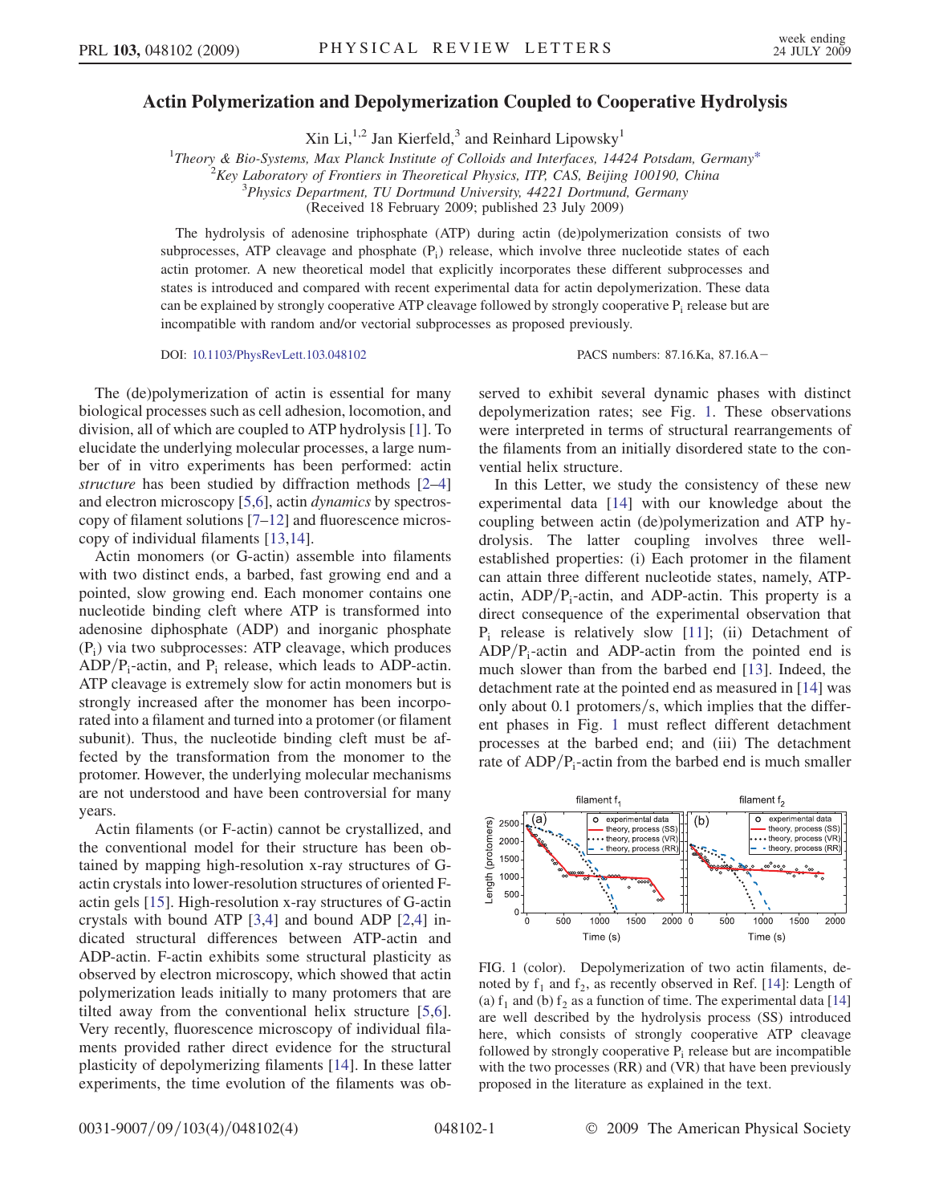# Actin Polymerization and Depolymerization Coupled to Cooperative Hydrolysis

Xin Li,[1,2] Jan Kierfeld,[3] and Reinhard Lipowsky[1]

[1]*Theory & Bio-Systems, Max Planck Institute of Colloids and Interfaces, 14424 Potsdam, Germany**

[2]*Key Laboratory of Frontiers in Theoretical Physics, ITP, CAS, Beijing 100190, China*

[3]*Physics Department, TU Dortmund University, 44221 Dortmund, Germany*

(Received 18 February 2009; published 23 July 2009)

The hydrolysis of adenosine triphosphate (ATP) during actin (de)polymerization consists of two subprocesses, ATP cleavage and phosphate ($P_i$) release, which involve three nucleotide states of each actin protomer. A new theoretical model that explicitly incorporates these different subprocesses and states is introduced and compared with recent experimental data for actin depolymerization. These data can be explained by strongly cooperative ATP cleavage followed by strongly cooperative $P_i$ release but are incompatible with random and/or vectorial subprocesses as proposed previously.

DOI: 10.1103/PhysRevLett.103.048102

PACS numbers: 87.16.Ka, 87.16.A−

The (de)polymerization of actin is essential for many biological processes such as cell adhesion, locomotion, and division, all of which are coupled to ATP hydrolysis [1]. To elucidate the underlying molecular processes, a large number of in vitro experiments has been performed: actin *structure* has been studied by diffraction methods [2–4] and electron microscopy [5,6], actin *dynamics* by spectroscopy of filament solutions [7–12] and fluorescence microscopy of individual filaments [13,14].

Actin monomers (or G-actin) assemble into filaments with two distinct ends, a barbed, fast growing end and a pointed, slow growing end. Each monomer contains one nucleotide binding cleft where ATP is transformed into adenosine diphosphate (ADP) and inorganic phosphate ($P_i$) via two subprocesses: ATP cleavage, which produces ADP/$P_i$-actin, and $P_i$ release, which leads to ADP-actin. ATP cleavage is extremely slow for actin monomers but is strongly increased after the monomer has been incorporated into a filament and turned into a protomer (or filament subunit). Thus, the nucleotide binding cleft must be affected by the transformation from the monomer to the protomer. However, the underlying molecular mechanisms are not understood and have been controversial for many years.

Actin filaments (or F-actin) cannot be crystallized, and the conventional model for their structure has been obtained by mapping high-resolution x-ray structures of G-actin crystals into lower-resolution structures of oriented F-actin gels [15]. High-resolution x-ray structures of G-actin crystals with bound ATP [3,4] and bound ADP [2,4] indicated structural differences between ATP-actin and ADP-actin. F-actin exhibits some structural plasticity as observed by electron microscopy, which showed that actin polymerization leads initially to many protomers that are tilted away from the conventional helix structure [5,6]. Very recently, fluorescence microscopy of individual filaments provided rather direct evidence for the structural plasticity of depolymerizing filaments [14]. In these latter experiments, the time evolution of the filaments was observed to exhibit several dynamic phases with distinct depolymerization rates; see Fig. 1. These observations were interpreted in terms of structural rearrangements of the filaments from an initially disordered state to the conventional helix structure.

In this Letter, we study the consistency of these new experimental data [14] with our knowledge about the coupling between actin (de)polymerization and ATP hydrolysis. The latter coupling involves three well-established properties: (i) Each protomer in the filament can attain three different nucleotide states, namely, ATP-actin, ADP/$P_i$-actin, and ADP-actin. This property is a direct consequence of the experimental observation that $P_i$ release is relatively slow [11]; (ii) Detachment of ADP/$P_i$-actin and ADP-actin from the pointed end is much slower than from the barbed end [13]. Indeed, the detachment rate at the pointed end as measured in [14] was only about 0.1 protomers/s, which implies that the different phases in Fig. 1 must reflect different detachment processes at the barbed end; and (iii) The detachment rate of ADP/$P_i$-actin from the barbed end is much smaller

filament $f_1$

filament $f_2$

(a)

(b)

experimental data

theory, process (SS)

theory, process (VR)

theory, process (RR)

Length (protomers)

2500
2000
1500
1000
500
0

0
500
1000
1500
2000

Time (s)

FIG. 1 (color). Depolymerization of two actin filaments, denoted by $f_1$ and $f_2$, as recently observed in Ref. [14]: Length of (a) $f_1$ and (b) $f_2$ as a function of time. The experimental data [14] are well described by the hydrolysis process (SS) introduced here, which consists of strongly cooperative ATP cleavage followed by strongly cooperative $P_i$ release but are incompatible with the two processes (RR) and (VR) that have been previously proposed in the literature as explained in the text.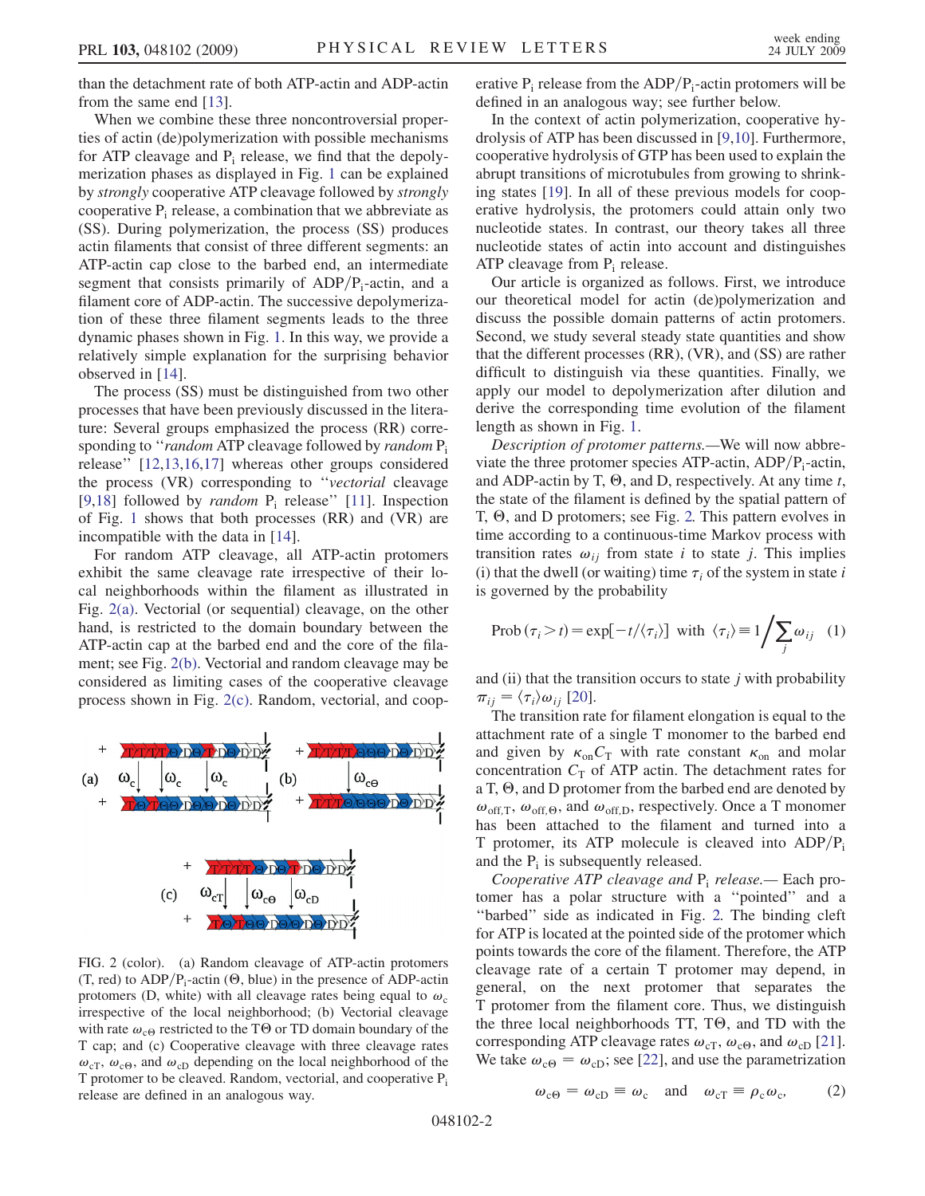than the detachment rate of both ATP-actin and ADP-actin from the same end [13].

When we combine these three noncontroversial properties of actin (de)polymerization with possible mechanisms for ATP cleavage and $P_i$ release, we find that the depolymerization phases as displayed in Fig. 1 can be explained by *strongly* cooperative ATP cleavage followed by *strongly* cooperative $P_i$ release, a combination that we abbreviate as (SS). During polymerization, the process (SS) produces actin filaments that consist of three different segments: an ATP-actin cap close to the barbed end, an intermediate segment that consists primarily of ADP/$P_i$-actin, and a filament core of ADP-actin. The successive depolymerization of these three filament segments leads to the three dynamic phases shown in Fig. 1. In this way, we provide a relatively simple explanation for the surprising behavior observed in [14].

The process (SS) must be distinguished from two other processes that have been previously discussed in the literature: Several groups emphasized the process (RR) corresponding to "*random* ATP cleavage followed by *random* $P_i$ release" [12,13,16,17] whereas other groups considered the process (VR) corresponding to "*vectorial* cleavage [9,18] followed by *random* $P_i$ release" [11]. Inspection of Fig. 1 shows that both processes (RR) and (VR) are incompatible with the data in [14].

For random ATP cleavage, all ATP-actin protomers exhibit the same cleavage rate irrespective of their local neighborhoods within the filament as illustrated in Fig. 2(a). Vectorial (or sequential) cleavage, on the other hand, is restricted to the domain boundary between the ATP-actin cap at the barbed end and the core of the filament; see Fig. 2(b). Vectorial and random cleavage may be considered as limiting cases of the cooperative cleavage process shown in Fig. 2(c). Random, vectorial, and cooperative $P_i$ release from the ADP/$P_i$-actin protomers will be defined in an analogous way; see further below.

FIG. 2 (color). (a) Random cleavage of ATP-actin protomers (T, red) to ADP/$P_i$-actin ($\Theta$, blue) in the presence of ADP-actin protomers (D, white) with all cleavage rates being equal to $\omega_c$ irrespective of the local neighborhood; (b) Vectorial cleavage with rate $\omega_{c\Theta}$ restricted to the T$\Theta$ or TD domain boundary of the T cap; and (c) Cooperative cleavage with three cleavage rates $\omega_{cT}$, $\omega_{c\Theta}$, and $\omega_{cD}$ depending on the local neighborhood of the T protomer to be cleaved. Random, vectorial, and cooperative $P_i$ release are defined in an analogous way.

In the context of actin polymerization, cooperative hydrolysis of ATP has been discussed in [9,10]. Furthermore, cooperative hydrolysis of GTP has been used to explain the abrupt transitions of microtubules from growing to shrinking states [19]. In all of these previous models for cooperative hydrolysis, the protomers could attain only two nucleotide states. In contrast, our theory takes all three nucleotide states of actin into account and distinguishes ATP cleavage from $P_i$ release.

Our article is organized as follows. First, we introduce our theoretical model for actin (de)polymerization and discuss the possible domain patterns of actin protomers. Second, we study several steady state quantities and show that the different processes (RR), (VR), and (SS) are rather difficult to distinguish via these quantities. Finally, we apply our model to depolymerization after dilution and derive the corresponding time evolution of the filament length as shown in Fig. 1.

*Description of protomer patterns.*—We will now abbreviate the three protomer species ATP-actin, ADP/$P_i$-actin, and ADP-actin by T, $\Theta$, and D, respectively. At any time $t$, the state of the filament is defined by the spatial pattern of T, $\Theta$, and D protomers; see Fig. 2. This pattern evolves in time according to a continuous-time Markov process with transition rates $\omega_{ij}$ from state $i$ to state $j$. This implies (i) that the dwell (or waiting) time $\tau_i$ of the system in state $i$ is governed by the probability

$$\mathrm{Prob}\,(\tau_i > t) = \exp[-t/\langle\tau_i\rangle] \quad \text{with} \quad \langle\tau_i\rangle \equiv 1\Big/\sum_j \omega_{ij} \quad (1)$$

and (ii) that the transition occurs to state $j$ with probability $\pi_{ij} = \langle\tau_i\rangle\omega_{ij}$ [20].

The transition rate for filament elongation is equal to the attachment rate of a single T monomer to the barbed end and given by $\kappa_{\mathrm{on}} C_{\mathrm{T}}$ with rate constant $\kappa_{\mathrm{on}}$ and molar concentration $C_{\mathrm{T}}$ of ATP actin. The detachment rates for a T, $\Theta$, and D protomer from the barbed end are denoted by $\omega_{\mathrm{off,T}}$, $\omega_{\mathrm{off},\Theta}$, and $\omega_{\mathrm{off,D}}$, respectively. Once a T monomer has been attached to the filament and turned into a T protomer, its ATP molecule is cleaved into ADP/$P_i$ and the $P_i$ is subsequently released.

*Cooperative ATP cleavage and* $P_i$ *release.*— Each protomer has a polar structure with a "pointed" and a "barbed" side as indicated in Fig. 2. The binding cleft for ATP is located at the pointed side of the protomer which points towards the core of the filament. Therefore, the ATP cleavage rate of a certain T protomer may depend, in general, on the next protomer that separates the T protomer from the filament core. Thus, we distinguish the three local neighborhoods TT, T$\Theta$, and TD with the corresponding ATP cleavage rates $\omega_{cT}$, $\omega_{c\Theta}$, and $\omega_{cD}$ [21]. We take $\omega_{c\Theta} = \omega_{cD}$; see [22], and use the parametrization

$$\omega_{c\Theta} = \omega_{cD} \equiv \omega_c \quad \text{and} \quad \omega_{cT} \equiv \rho_c \omega_c, \quad (2)$$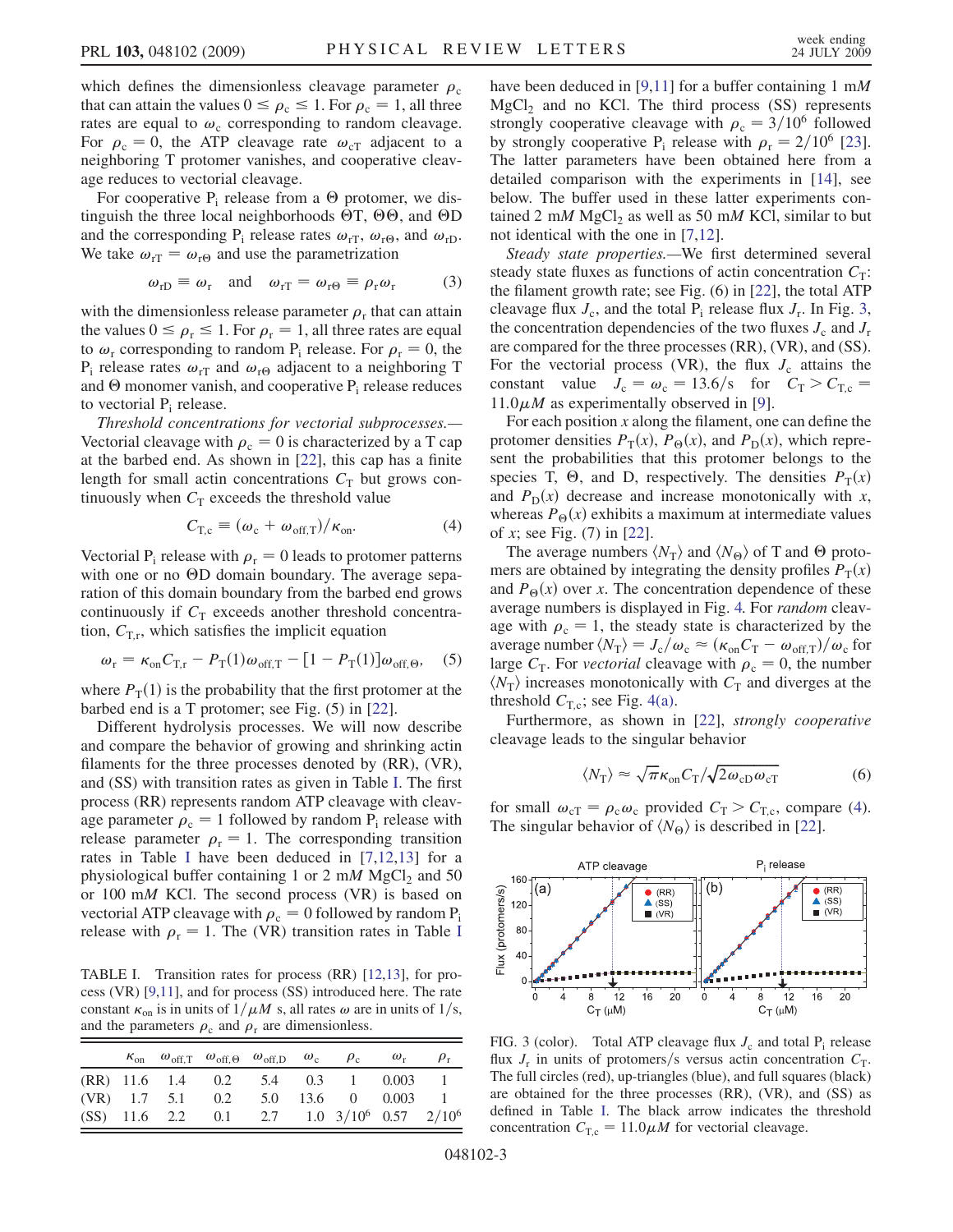which defines the dimensionless cleavage parameter $\rho_c$ that can attain the values $0 \le \rho_c \le 1$. For $\rho_c = 1$, all three rates are equal to $\omega_c$ corresponding to random cleavage. For $\rho_c = 0$, the ATP cleavage rate $\omega_{cT}$ adjacent to a neighboring T protomer vanishes, and cooperative cleavage reduces to vectorial cleavage.

For cooperative $P_i$ release from a $\Theta$ protomer, we distinguish the three local neighborhoods $\Theta$T, $\Theta\Theta$, and $\Theta$D and the corresponding $P_i$ release rates $\omega_{rT}$, $\omega_{r\Theta}$, and $\omega_{rD}$. We take $\omega_{rT} = \omega_{r\Theta}$ and use the parametrization

$$\omega_{rD} \equiv \omega_r \quad \text{and} \quad \omega_{rT} = \omega_{r\Theta} \equiv \rho_r \omega_r \tag{3}$$

with the dimensionless release parameter $\rho_r$ that can attain the values $0 \le \rho_r \le 1$. For $\rho_r = 1$, all three rates are equal to $\omega_r$ corresponding to random $P_i$ release. For $\rho_r = 0$, the $P_i$ release rates $\omega_{rT}$ and $\omega_{r\Theta}$ adjacent to a neighboring T and $\Theta$ monomer vanish, and cooperative $P_i$ release reduces to vectorial $P_i$ release.

*Threshold concentrations for vectorial subprocesses.*— Vectorial cleavage with $\rho_c = 0$ is characterized by a T cap at the barbed end. As shown in [22], this cap has a finite length for small actin concentrations $C_T$ but grows continuously when $C_T$ exceeds the threshold value

$$C_{T,c} \equiv (\omega_c + \omega_{\text{off},T})/\kappa_{\text{on}}. \tag{4}$$

Vectorial $P_i$ release with $\rho_r = 0$ leads to protomer patterns with one or no $\Theta$D domain boundary. The average separation of this domain boundary from the barbed end grows continuously if $C_T$ exceeds another threshold concentration, $C_{T,r}$, which satisfies the implicit equation

$$\omega_r = \kappa_{\text{on}} C_{T,r} - P_T(1)\omega_{\text{off},T} - [1 - P_T(1)]\omega_{\text{off},\Theta}, \tag{5}$$

where $P_T(1)$ is the probability that the first protomer at the barbed end is a T protomer; see Fig. (5) in [22].

Different hydrolysis processes. We will now describe and compare the behavior of growing and shrinking actin filaments for the three processes denoted by (RR), (VR), and (SS) with transition rates as given in Table I. The first process (RR) represents random ATP cleavage with cleavage parameter $\rho_c = 1$ followed by random $P_i$ release with release parameter $\rho_r = 1$. The corresponding transition rates in Table I have been deduced in [7,12,13] for a physiological buffer containing 1 or 2 m*M* $MgCl_2$ and 50 or 100 m*M* KCl. The second process (VR) is based on vectorial ATP cleavage with $\rho_c = 0$ followed by random $P_i$ release with $\rho_r = 1$. The (VR) transition rates in Table I have been deduced in [9,11] for a buffer containing 1 m*M* $MgCl_2$ and no KCl. The third process (SS) represents strongly cooperative cleavage with $\rho_c = 3/10^6$ followed by strongly cooperative $P_i$ release with $\rho_r = 2/10^6$ [23]. The latter parameters have been obtained here from a detailed comparison with the experiments in [14], see below. The buffer used in these latter experiments contained 2 m*M* $MgCl_2$ as well as 50 m*M* KCl, similar to but not identical with the one in [7,12].

TABLE I. Transition rates for process (RR) [12,13], for process (VR) [9,11], and for process (SS) introduced here. The rate constant $\kappa_{\text{on}}$ is in units of $1/\mu M$ s, all rates $\omega$ are in units of 1/s, and the parameters $\rho_c$ and $\rho_r$ are dimensionless.

| | $\kappa_{\text{on}}$ | $\omega_{\text{off},T}$ | $\omega_{\text{off},\Theta}$ | $\omega_{\text{off},D}$ | $\omega_c$ | $\rho_c$ | $\omega_r$ | $\rho_r$ |
|---|---|---|---|---|---|---|---|---|
| (RR) | 11.6 | 1.4 | 0.2 | 5.4 | 0.3 | 1 | 0.003 | 1 |
| (VR) | 1.7 | 5.1 | 0.2 | 5.0 | 13.6 | 0 | 0.003 | 1 |
| (SS) | 11.6 | 2.2 | 0.1 | 2.7 | 1.0 | $3/10^6$ | 0.57 | $2/10^6$ |

*Steady state properties.*—We first determined several steady state fluxes as functions of actin concentration $C_T$: the filament growth rate; see Fig. (6) in [22], the total ATP cleavage flux $J_c$, and the total $P_i$ release flux $J_r$. In Fig. 3, the concentration dependencies of the two fluxes $J_c$ and $J_r$ are compared for the three processes (RR), (VR), and (SS). For the vectorial process (VR), the flux $J_c$ attains the constant value $J_c = \omega_c = 13.6/\text{s}$ for $C_T > C_{T,c} = 11.0\mu M$ as experimentally observed in [9].

For each position $x$ along the filament, one can define the protomer densities $P_T(x)$, $P_\Theta(x)$, and $P_D(x)$, which represent the probabilities that this protomer belongs to the species T, $\Theta$, and D, respectively. The densities $P_T(x)$ and $P_D(x)$ decrease and increase monotonically with $x$, whereas $P_\Theta(x)$ exhibits a maximum at intermediate values of $x$; see Fig. (7) in [22].

The average numbers $\langle N_T \rangle$ and $\langle N_\Theta \rangle$ of T and $\Theta$ protomers are obtained by integrating the density profiles $P_T(x)$ and $P_\Theta(x)$ over $x$. The concentration dependence of these average numbers is displayed in Fig. 4. For *random* cleavage with $\rho_c = 1$, the steady state is characterized by the average number $\langle N_T \rangle = J_c/\omega_c \approx (\kappa_{\text{on}} C_T - \omega_{\text{off},T})/\omega_c$ for large $C_T$. For *vectorial* cleavage with $\rho_c = 0$, the number $\langle N_T \rangle$ increases monotonically with $C_T$ and diverges at the threshold $C_{T,c}$; see Fig. 4(a).

Furthermore, as shown in [22], *strongly cooperative* cleavage leads to the singular behavior

$$\langle N_T \rangle \approx \sqrt{\pi} \kappa_{\text{on}} C_T / \sqrt{2\omega_{cD}\omega_{cT}} \tag{6}$$

for small $\omega_{cT} = \rho_c \omega_c$ provided $C_T > C_{T,c}$, compare (4). The singular behavior of $\langle N_\Theta \rangle$ is described in [22].

ATP cleavage
P$_i$ release
(a)
(b)
Flux (protomers/s)
160
120
80
40
0
0 4 8 12 16 20
$C_T$ ($\mu$M)
(RR)
(SS)
(VR)

FIG. 3 (color). Total ATP cleavage flux $J_c$ and total $P_i$ release flux $J_r$ in units of protomers/s versus actin concentration $C_T$. The full circles (red), up-triangles (blue), and full squares (black) are obtained for the three processes (RR), (VR), and (SS) as defined in Table I. The black arrow indicates the threshold concentration $C_{T,c} = 11.0\mu M$ for vectorial cleavage.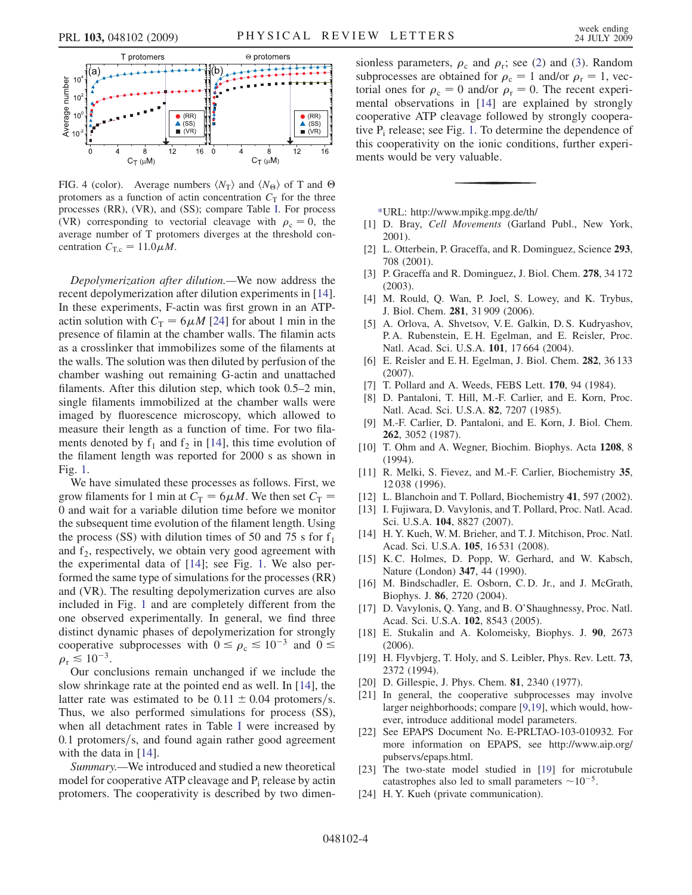T protomers

Θ protomers

(a)

(b)

Average number

$10^4$

$10^2$

$10^0$

$10^{-2}$

0 4 8 12 16

$C_T$ (μM)

(RR)
(SS)
(VR)

FIG. 4 (color). Average numbers $\langle N_T \rangle$ and $\langle N_\Theta \rangle$ of T and Θ protomers as a function of actin concentration $C_T$ for the three processes (RR), (VR), and (SS); compare Table I. For process (VR) corresponding to vectorial cleavage with $\rho_c = 0$, the average number of T protomers diverges at the threshold concentration $C_{T,c} = 11.0 \mu M$.

*Depolymerization after dilution.*—We now address the recent depolymerization after dilution experiments in [14]. In these experiments, F-actin was first grown in an ATP-actin solution with $C_T = 6\mu M$ [24] for about 1 min in the presence of filamin at the chamber walls. The filamin acts as a crosslinker that immobilizes some of the filaments at the walls. The solution was then diluted by perfusion of the chamber washing out remaining G-actin and unattached filaments. After this dilution step, which took 0.5–2 min, single filaments immobilized at the chamber walls were imaged by fluorescence microscopy, which allowed to measure their length as a function of time. For two filaments denoted by $f_1$ and $f_2$ in [14], this time evolution of the filament length was reported for 2000 s as shown in Fig. 1.

We have simulated these processes as follows. First, we grow filaments for 1 min at $C_T = 6\mu M$. We then set $C_T = 0$ and wait for a variable dilution time before we monitor the subsequent time evolution of the filament length. Using the process (SS) with dilution times of 50 and 75 s for $f_1$ and $f_2$, respectively, we obtain very good agreement with the experimental data of [14]; see Fig. 1. We also performed the same type of simulations for the processes (RR) and (VR). The resulting depolymerization curves are also included in Fig. 1 and are completely different from the one observed experimentally. In general, we find three distinct dynamic phases of depolymerization for strongly cooperative subprocesses with $0 \leq \rho_c \lesssim 10^{-3}$ and $0 \leq \rho_r \lesssim 10^{-3}$.

Our conclusions remain unchanged if we include the slow shrinkage rate at the pointed end as well. In [14], the latter rate was estimated to be $0.11 \pm 0.04$ protomers/s. Thus, we also performed simulations for process (SS), when all detachment rates in Table I were increased by 0.1 protomers/s, and found again rather good agreement with the data in [14].

*Summary.*—We introduced and studied a new theoretical model for cooperative ATP cleavage and $P_i$ release by actin protomers. The cooperativity is described by two dimensionless parameters, $\rho_c$ and $\rho_r$; see (2) and (3). Random subprocesses are obtained for $\rho_c = 1$ and/or $\rho_r = 1$, vectorial ones for $\rho_c = 0$ and/or $\rho_r = 0$. The recent experimental observations in [14] are explained by strongly cooperative ATP cleavage followed by strongly cooperative $P_i$ release; see Fig. 1. To determine the dependence of this cooperativity on the ionic conditions, further experiments would be very valuable.

---

*URL: http://www.mpikg.mpg.de/th/

[1] D. Bray, *Cell Movements* (Garland Publ., New York, 2001).
[2] L. Otterbein, P. Graceffa, and R. Dominguez, Science **293**, 708 (2001).
[3] P. Graceffa and R. Dominguez, J. Biol. Chem. **278**, 34 172 (2003).
[4] M. Rould, Q. Wan, P. Joel, S. Lowey, and K. Trybus, J. Biol. Chem. **281**, 31 909 (2006).
[5] A. Orlova, A. Shvetsov, V. E. Galkin, D. S. Kudryashov, P. A. Rubenstein, E. H. Egelman, and E. Reisler, Proc. Natl. Acad. Sci. U.S.A. **101**, 17 664 (2004).
[6] E. Reisler and E. H. Egelman, J. Biol. Chem. **282**, 36 133 (2007).
[7] T. Pollard and A. Weeds, FEBS Lett. **170**, 94 (1984).
[8] D. Pantaloni, T. Hill, M.-F. Carlier, and E. Korn, Proc. Natl. Acad. Sci. U.S.A. **82**, 7207 (1985).
[9] M.-F. Carlier, D. Pantaloni, and E. Korn, J. Biol. Chem. **262**, 3052 (1987).
[10] T. Ohm and A. Wegner, Biochim. Biophys. Acta **1208**, 8 (1994).
[11] R. Melki, S. Fievez, and M.-F. Carlier, Biochemistry **35**, 12 038 (1996).
[12] L. Blanchoin and T. Pollard, Biochemistry **41**, 597 (2002).
[13] I. Fujiwara, D. Vavylonis, and T. Pollard, Proc. Natl. Acad. Sci. U.S.A. **104**, 8827 (2007).
[14] H. Y. Kueh, W. M. Brieher, and T. J. Mitchison, Proc. Natl. Acad. Sci. U.S.A. **105**, 16 531 (2008).
[15] K. C. Holmes, D. Popp, W. Gerhard, and W. Kabsch, Nature (London) **347**, 44 (1990).
[16] M. Bindschadler, E. Osborn, C. D. Jr., and J. McGrath, Biophys. J. **86**, 2720 (2004).
[17] D. Vavylonis, Q. Yang, and B. O'Shaughnessy, Proc. Natl. Acad. Sci. U.S.A. **102**, 8543 (2005).
[18] E. Stukalin and A. Kolomeisky, Biophys. J. **90**, 2673 (2006).
[19] H. Flyvbjerg, T. Holy, and S. Leibler, Phys. Rev. Lett. **73**, 2372 (1994).
[20] D. Gillespie, J. Phys. Chem. **81**, 2340 (1977).
[21] In general, the cooperative subprocesses may involve larger neighborhoods; compare [9,19], which would, however, introduce additional model parameters.
[22] See EPAPS Document No. E-PRLTAO-103-010932. For more information on EPAPS, see http://www.aip.org/pubservs/epaps.html.
[23] The two-state model studied in [19] for microtubule catastrophes also led to small parameters $\sim 10^{-5}$.
[24] H. Y. Kueh (private communication).